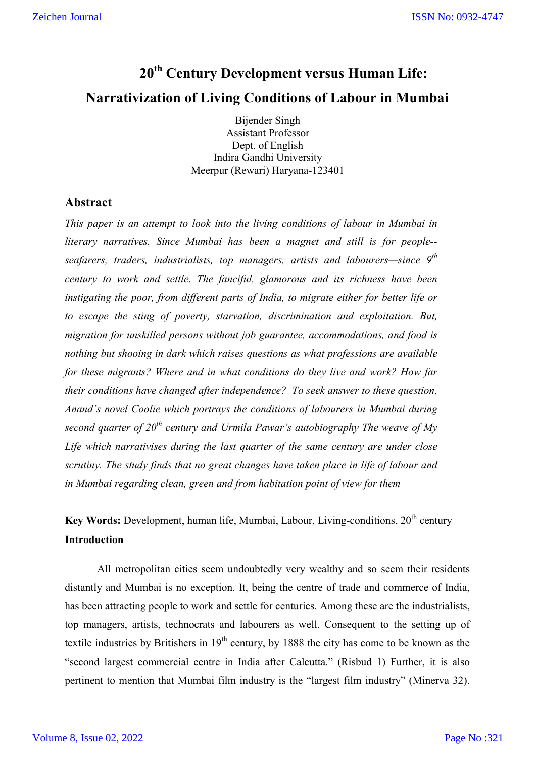# 20th Century Development versus Human Life: Narrativization of Living Conditions of Labour in Mumbai

Bijender Singh
Assistant Professor
Dept. of English
Indira Gandhi University
Meerpur (Rewari) Haryana-123401

## Abstract

*This paper is an attempt to look into the living conditions of labour in Mumbai in literary narratives. Since Mumbai has been a magnet and still is for people--seafarers, traders, industrialists, top managers, artists and labourers—since 9th century to work and settle. The fanciful, glamorous and its richness have been instigating the poor, from different parts of India, to migrate either for better life or to escape the sting of poverty, starvation, discrimination and exploitation. But, migration for unskilled persons without job guarantee, accommodations, and food is nothing but shooing in dark which raises questions as what professions are available for these migrants? Where and in what conditions do they live and work? How far their conditions have changed after independence? To seek answer to these question, Anand's novel Coolie which portrays the conditions of labourers in Mumbai during second quarter of 20th century and Urmila Pawar's autobiography The weave of My Life which narrativises during the last quarter of the same century are under close scrutiny. The study finds that no great changes have taken place in life of labour and in Mumbai regarding clean, green and from habitation point of view for them*

**Key Words:** Development, human life, Mumbai, Labour, Living-conditions, 20th century

**Introduction**

All metropolitan cities seem undoubtedly very wealthy and so seem their residents distantly and Mumbai is no exception. It, being the centre of trade and commerce of India, has been attracting people to work and settle for centuries. Among these are the industrialists, top managers, artists, technocrats and labourers as well. Consequent to the setting up of textile industries by Britishers in 19th century, by 1888 the city has come to be known as the "second largest commercial centre in India after Calcutta." (Risbud 1) Further, it is also pertinent to mention that Mumbai film industry is the "largest film industry" (Minerva 32).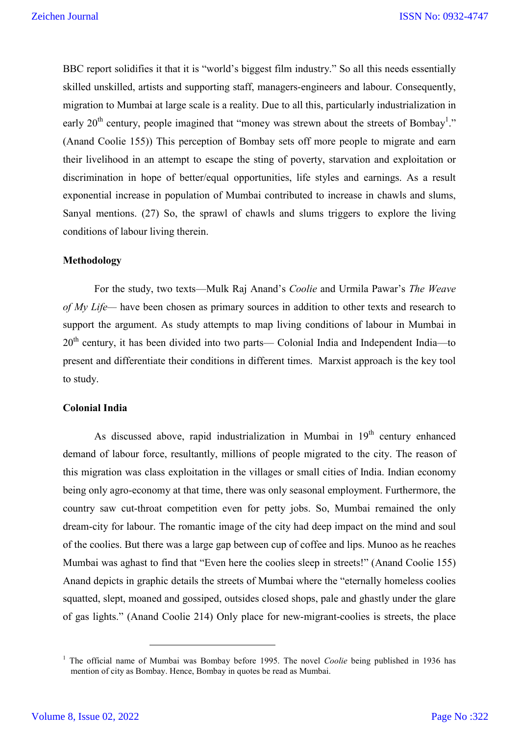BBC report solidifies it that it is "world's biggest film industry." So all this needs essentially skilled unskilled, artists and supporting staff, managers-engineers and labour. Consequently, migration to Mumbai at large scale is a reality. Due to all this, particularly industrialization in early 20$^{th}$ century, people imagined that "money was strewn about the streets of Bombay[1]." (Anand Coolie 155)) This perception of Bombay sets off more people to migrate and earn their livelihood in an attempt to escape the sting of poverty, starvation and exploitation or discrimination in hope of better/equal opportunities, life styles and earnings. As a result exponential increase in population of Mumbai contributed to increase in chawls and slums, Sanyal mentions. (27) So, the sprawl of chawls and slums triggers to explore the living conditions of labour living therein.

**Methodology**

For the study, two texts—Mulk Raj Anand's *Coolie* and Urmila Pawar's *The Weave of My Life*— have been chosen as primary sources in addition to other texts and research to support the argument. As study attempts to map living conditions of labour in Mumbai in 20$^{th}$ century, it has been divided into two parts— Colonial India and Independent India—to present and differentiate their conditions in different times. Marxist approach is the key tool to study.

**Colonial India**

As discussed above, rapid industrialization in Mumbai in 19$^{th}$ century enhanced demand of labour force, resultantly, millions of people migrated to the city. The reason of this migration was class exploitation in the villages or small cities of India. Indian economy being only agro-economy at that time, there was only seasonal employment. Furthermore, the country saw cut-throat competition even for petty jobs. So, Mumbai remained the only dream-city for labour. The romantic image of the city had deep impact on the mind and soul of the coolies. But there was a large gap between cup of coffee and lips. Munoo as he reaches Mumbai was aghast to find that "Even here the coolies sleep in streets!" (Anand Coolie 155) Anand depicts in graphic details the streets of Mumbai where the "eternally homeless coolies squatted, slept, moaned and gossiped, outsides closed shops, pale and ghastly under the glare of gas lights." (Anand Coolie 214) Only place for new-migrant-coolies is streets, the place

[1] The official name of Mumbai was Bombay before 1995. The novel *Coolie* being published in 1936 has mention of city as Bombay. Hence, Bombay in quotes be read as Mumbai.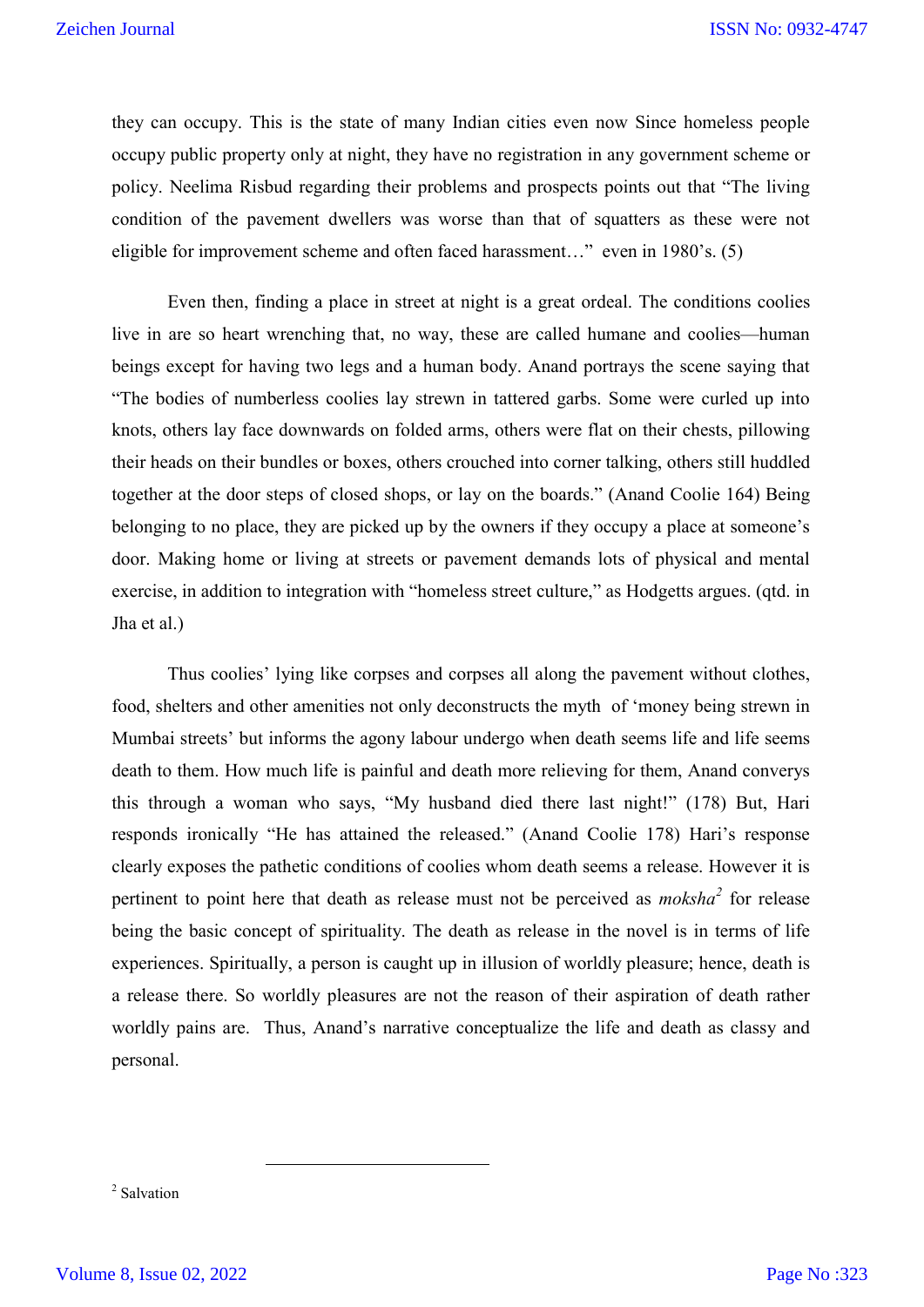they can occupy. This is the state of many Indian cities even now Since homeless people occupy public property only at night, they have no registration in any government scheme or policy. Neelima Risbud regarding their problems and prospects points out that "The living condition of the pavement dwellers was worse than that of squatters as these were not eligible for improvement scheme and often faced harassment…" even in 1980's. (5)

Even then, finding a place in street at night is a great ordeal. The conditions coolies live in are so heart wrenching that, no way, these are called humane and coolies—human beings except for having two legs and a human body. Anand portrays the scene saying that "The bodies of numberless coolies lay strewn in tattered garbs. Some were curled up into knots, others lay face downwards on folded arms, others were flat on their chests, pillowing their heads on their bundles or boxes, others crouched into corner talking, others still huddled together at the door steps of closed shops, or lay on the boards." (Anand Coolie 164) Being belonging to no place, they are picked up by the owners if they occupy a place at someone's door. Making home or living at streets or pavement demands lots of physical and mental exercise, in addition to integration with "homeless street culture," as Hodgetts argues. (qtd. in Jha et al.)

Thus coolies' lying like corpses and corpses all along the pavement without clothes, food, shelters and other amenities not only deconstructs the myth of 'money being strewn in Mumbai streets' but informs the agony labour undergo when death seems life and life seems death to them. How much life is painful and death more relieving for them, Anand converys this through a woman who says, "My husband died there last night!" (178) But, Hari responds ironically "He has attained the released." (Anand Coolie 178) Hari's response clearly exposes the pathetic conditions of coolies whom death seems a release. However it is pertinent to point here that death as release must not be perceived as *moksha*[2] for release being the basic concept of spirituality. The death as release in the novel is in terms of life experiences. Spiritually, a person is caught up in illusion of worldly pleasure; hence, death is a release there. So worldly pleasures are not the reason of their aspiration of death rather worldly pains are. Thus, Anand's narrative conceptualize the life and death as classy and personal.

---

[2] Salvation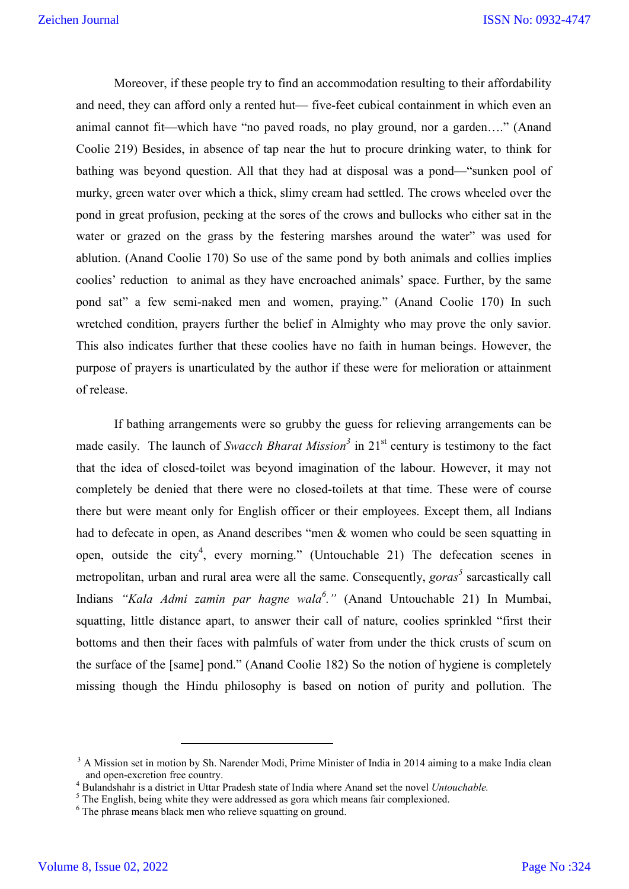Moreover, if these people try to find an accommodation resulting to their affordability and need, they can afford only a rented hut— five-feet cubical containment in which even an animal cannot fit—which have "no paved roads, no play ground, nor a garden…." (Anand Coolie 219) Besides, in absence of tap near the hut to procure drinking water, to think for bathing was beyond question. All that they had at disposal was a pond—"sunken pool of murky, green water over which a thick, slimy cream had settled. The crows wheeled over the pond in great profusion, pecking at the sores of the crows and bullocks who either sat in the water or grazed on the grass by the festering marshes around the water" was used for ablution. (Anand Coolie 170) So use of the same pond by both animals and collies implies coolies' reduction to animal as they have encroached animals' space. Further, by the same pond sat" a few semi-naked men and women, praying." (Anand Coolie 170) In such wretched condition, prayers further the belief in Almighty who may prove the only savior. This also indicates further that these coolies have no faith in human beings. However, the purpose of prayers is unarticulated by the author if these were for melioration or attainment of release.

If bathing arrangements were so grubby the guess for relieving arrangements can be made easily. The launch of *Swacch Bharat Mission*[3] in 21st century is testimony to the fact that the idea of closed-toilet was beyond imagination of the labour. However, it may not completely be denied that there were no closed-toilets at that time. These were of course there but were meant only for English officer or their employees. Except them, all Indians had to defecate in open, as Anand describes "men & women who could be seen squatting in open, outside the city[4], every morning." (Untouchable 21) The defecation scenes in metropolitan, urban and rural area were all the same. Consequently, *goras*[5] sarcastically call Indians *"Kala Admi zamin par hagne wala[6]."* (Anand Untouchable 21) In Mumbai, squatting, little distance apart, to answer their call of nature, coolies sprinkled "first their bottoms and then their faces with palmfuls of water from under the thick crusts of scum on the surface of the [same] pond." (Anand Coolie 182) So the notion of hygiene is completely missing though the Hindu philosophy is based on notion of purity and pollution. The

---

[3] A Mission set in motion by Sh. Narender Modi, Prime Minister of India in 2014 aiming to a make India clean and open-excretion free country.

[4] Bulandshahr is a district in Uttar Pradesh state of India where Anand set the novel *Untouchable.*

[5] The English, being white they were addressed as gora which means fair complexioned.

[6] The phrase means black men who relieve squatting on ground.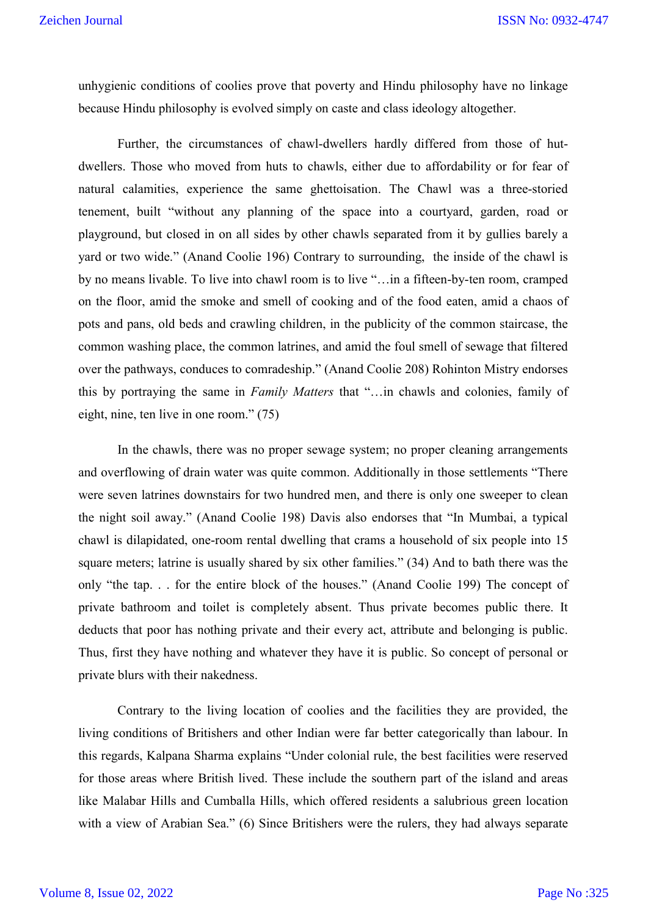unhygienic conditions of coolies prove that poverty and Hindu philosophy have no linkage because Hindu philosophy is evolved simply on caste and class ideology altogether.

Further, the circumstances of chawl-dwellers hardly differed from those of hut-dwellers. Those who moved from huts to chawls, either due to affordability or for fear of natural calamities, experience the same ghettoisation. The Chawl was a three-storied tenement, built "without any planning of the space into a courtyard, garden, road or playground, but closed in on all sides by other chawls separated from it by gullies barely a yard or two wide." (Anand Coolie 196) Contrary to surrounding, the inside of the chawl is by no means livable. To live into chawl room is to live "…in a fifteen-by-ten room, cramped on the floor, amid the smoke and smell of cooking and of the food eaten, amid a chaos of pots and pans, old beds and crawling children, in the publicity of the common staircase, the common washing place, the common latrines, and amid the foul smell of sewage that filtered over the pathways, conduces to comradeship." (Anand Coolie 208) Rohinton Mistry endorses this by portraying the same in *Family Matters* that "…in chawls and colonies, family of eight, nine, ten live in one room." (75)

In the chawls, there was no proper sewage system; no proper cleaning arrangements and overflowing of drain water was quite common. Additionally in those settlements "There were seven latrines downstairs for two hundred men, and there is only one sweeper to clean the night soil away." (Anand Coolie 198) Davis also endorses that "In Mumbai, a typical chawl is dilapidated, one-room rental dwelling that crams a household of six people into 15 square meters; latrine is usually shared by six other families." (34) And to bath there was the only "the tap. . . for the entire block of the houses." (Anand Coolie 199) The concept of private bathroom and toilet is completely absent. Thus private becomes public there. It deducts that poor has nothing private and their every act, attribute and belonging is public. Thus, first they have nothing and whatever they have it is public. So concept of personal or private blurs with their nakedness.

Contrary to the living location of coolies and the facilities they are provided, the living conditions of Britishers and other Indian were far better categorically than labour. In this regards, Kalpana Sharma explains "Under colonial rule, the best facilities were reserved for those areas where British lived. These include the southern part of the island and areas like Malabar Hills and Cumballa Hills, which offered residents a salubrious green location with a view of Arabian Sea." (6) Since Britishers were the rulers, they had always separate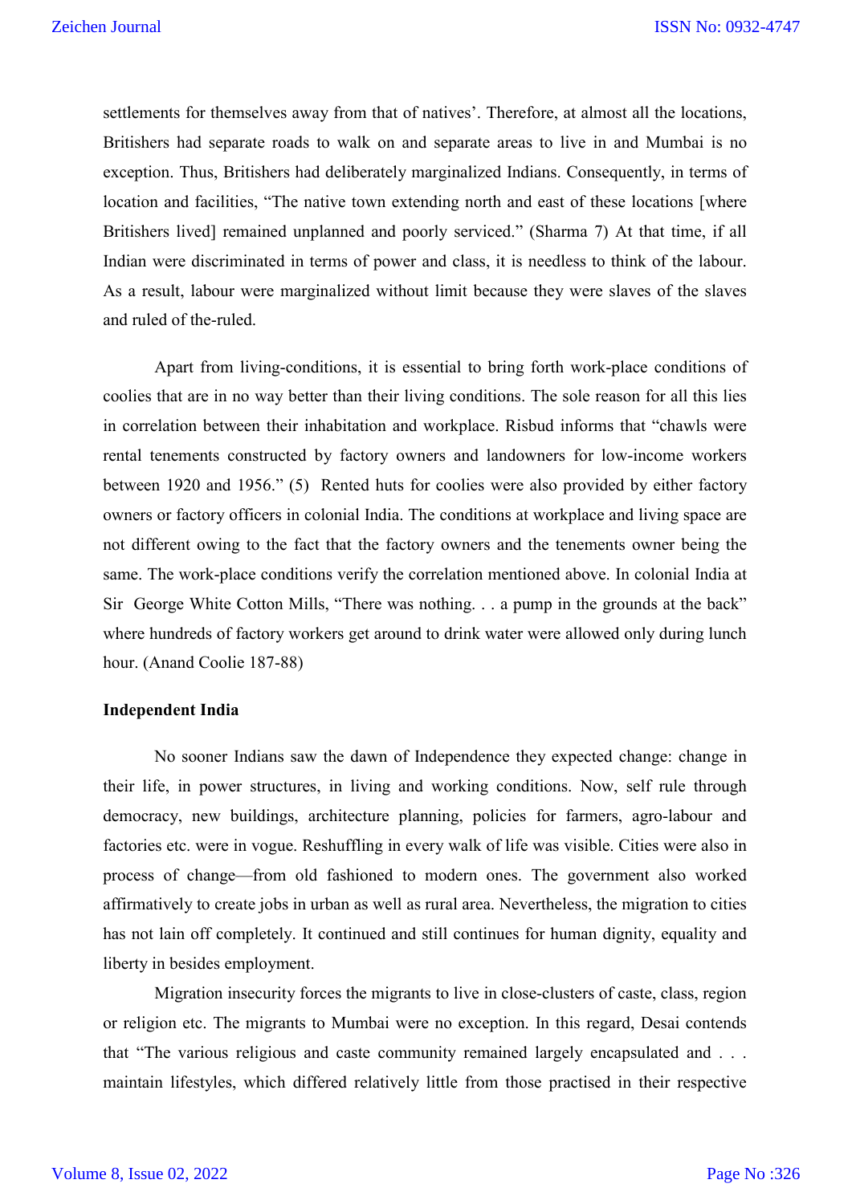settlements for themselves away from that of natives'. Therefore, at almost all the locations, Britishers had separate roads to walk on and separate areas to live in and Mumbai is no exception. Thus, Britishers had deliberately marginalized Indians. Consequently, in terms of location and facilities, "The native town extending north and east of these locations [where Britishers lived] remained unplanned and poorly serviced." (Sharma 7) At that time, if all Indian were discriminated in terms of power and class, it is needless to think of the labour. As a result, labour were marginalized without limit because they were slaves of the slaves and ruled of the-ruled.

Apart from living-conditions, it is essential to bring forth work-place conditions of coolies that are in no way better than their living conditions. The sole reason for all this lies in correlation between their inhabitation and workplace. Risbud informs that "chawls were rental tenements constructed by factory owners and landowners for low-income workers between 1920 and 1956." (5) Rented huts for coolies were also provided by either factory owners or factory officers in colonial India. The conditions at workplace and living space are not different owing to the fact that the factory owners and the tenements owner being the same. The work-place conditions verify the correlation mentioned above. In colonial India at Sir George White Cotton Mills, "There was nothing. . . a pump in the grounds at the back" where hundreds of factory workers get around to drink water were allowed only during lunch hour. (Anand Coolie 187-88)

**Independent India**

No sooner Indians saw the dawn of Independence they expected change: change in their life, in power structures, in living and working conditions. Now, self rule through democracy, new buildings, architecture planning, policies for farmers, agro-labour and factories etc. were in vogue. Reshuffling in every walk of life was visible. Cities were also in process of change—from old fashioned to modern ones. The government also worked affirmatively to create jobs in urban as well as rural area. Nevertheless, the migration to cities has not lain off completely. It continued and still continues for human dignity, equality and liberty in besides employment.

Migration insecurity forces the migrants to live in close-clusters of caste, class, region or religion etc. The migrants to Mumbai were no exception. In this regard, Desai contends that "The various religious and caste community remained largely encapsulated and . . . maintain lifestyles, which differed relatively little from those practised in their respective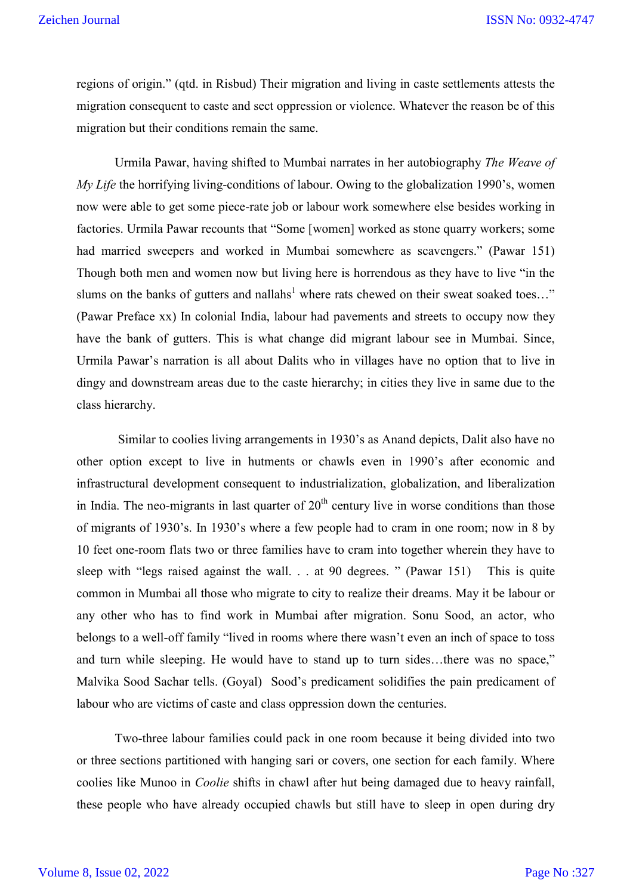regions of origin." (qtd. in Risbud) Their migration and living in caste settlements attests the migration consequent to caste and sect oppression or violence. Whatever the reason be of this migration but their conditions remain the same.

Urmila Pawar, having shifted to Mumbai narrates in her autobiography *The Weave of My Life* the horrifying living-conditions of labour. Owing to the globalization 1990's, women now were able to get some piece-rate job or labour work somewhere else besides working in factories. Urmila Pawar recounts that "Some [women] worked as stone quarry workers; some had married sweepers and worked in Mumbai somewhere as scavengers." (Pawar 151) Though both men and women now but living here is horrendous as they have to live "in the slums on the banks of gutters and nallahs[1] where rats chewed on their sweat soaked toes…" (Pawar Preface xx) In colonial India, labour had pavements and streets to occupy now they have the bank of gutters. This is what change did migrant labour see in Mumbai. Since, Urmila Pawar's narration is all about Dalits who in villages have no option that to live in dingy and downstream areas due to the caste hierarchy; in cities they live in same due to the class hierarchy.

Similar to coolies living arrangements in 1930's as Anand depicts, Dalit also have no other option except to live in hutments or chawls even in 1990's after economic and infrastructural development consequent to industrialization, globalization, and liberalization in India. The neo-migrants in last quarter of 20th century live in worse conditions than those of migrants of 1930's. In 1930's where a few people had to cram in one room; now in 8 by 10 feet one-room flats two or three families have to cram into together wherein they have to sleep with "legs raised against the wall. . . at 90 degrees. " (Pawar 151) This is quite common in Mumbai all those who migrate to city to realize their dreams. May it be labour or any other who has to find work in Mumbai after migration. Sonu Sood, an actor, who belongs to a well-off family "lived in rooms where there wasn't even an inch of space to toss and turn while sleeping. He would have to stand up to turn sides…there was no space," Malvika Sood Sachar tells. (Goyal) Sood's predicament solidifies the pain predicament of labour who are victims of caste and class oppression down the centuries.

Two-three labour families could pack in one room because it being divided into two or three sections partitioned with hanging sari or covers, one section for each family. Where coolies like Munoo in *Coolie* shifts in chawl after hut being damaged due to heavy rainfall, these people who have already occupied chawls but still have to sleep in open during dry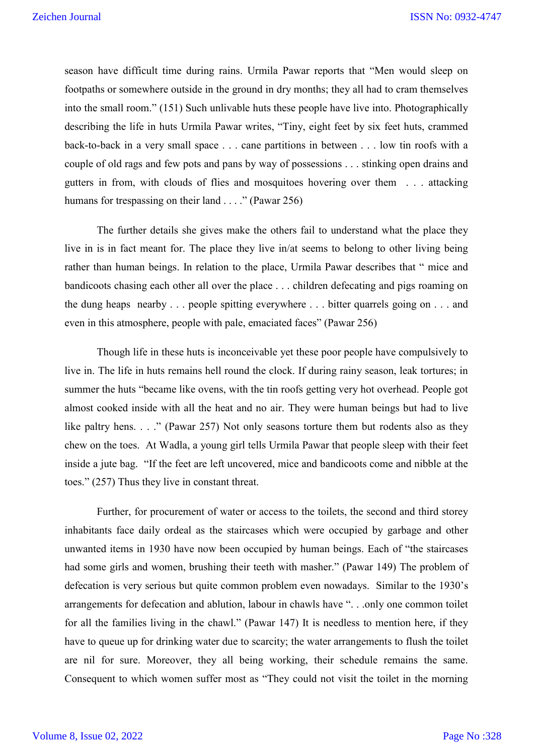season have difficult time during rains. Urmila Pawar reports that "Men would sleep on footpaths or somewhere outside in the ground in dry months; they all had to cram themselves into the small room." (151) Such unlivable huts these people have live into. Photographically describing the life in huts Urmila Pawar writes, "Tiny, eight feet by six feet huts, crammed back-to-back in a very small space . . . cane partitions in between . . . low tin roofs with a couple of old rags and few pots and pans by way of possessions . . . stinking open drains and gutters in from, with clouds of flies and mosquitoes hovering over them . . . attacking humans for trespassing on their land . . . ." (Pawar 256)

The further details she gives make the others fail to understand what the place they live in is in fact meant for. The place they live in/at seems to belong to other living being rather than human beings. In relation to the place, Urmila Pawar describes that " mice and bandicoots chasing each other all over the place . . . children defecating and pigs roaming on the dung heaps nearby . . . people spitting everywhere . . . bitter quarrels going on . . . and even in this atmosphere, people with pale, emaciated faces" (Pawar 256)

Though life in these huts is inconceivable yet these poor people have compulsively to live in. The life in huts remains hell round the clock. If during rainy season, leak tortures; in summer the huts "became like ovens, with the tin roofs getting very hot overhead. People got almost cooked inside with all the heat and no air. They were human beings but had to live like paltry hens. . . ." (Pawar 257) Not only seasons torture them but rodents also as they chew on the toes. At Wadla, a young girl tells Urmila Pawar that people sleep with their feet inside a jute bag. "If the feet are left uncovered, mice and bandicoots come and nibble at the toes." (257) Thus they live in constant threat.

Further, for procurement of water or access to the toilets, the second and third storey inhabitants face daily ordeal as the staircases which were occupied by garbage and other unwanted items in 1930 have now been occupied by human beings. Each of "the staircases had some girls and women, brushing their teeth with masher." (Pawar 149) The problem of defecation is very serious but quite common problem even nowadays. Similar to the 1930's arrangements for defecation and ablution, labour in chawls have ". . .only one common toilet for all the families living in the chawl." (Pawar 147) It is needless to mention here, if they have to queue up for drinking water due to scarcity; the water arrangements to flush the toilet are nil for sure. Moreover, they all being working, their schedule remains the same. Consequent to which women suffer most as "They could not visit the toilet in the morning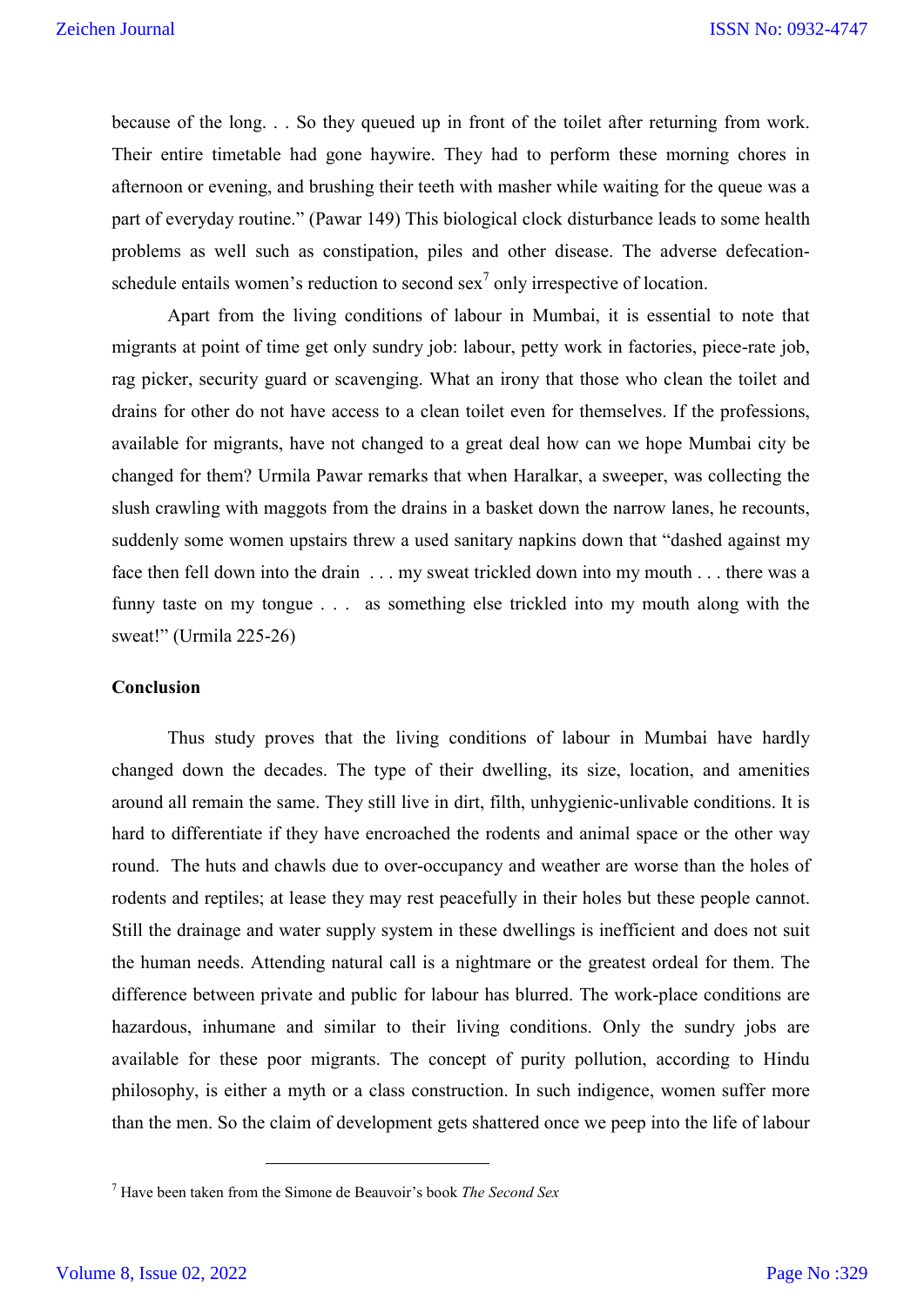because of the long. . . So they queued up in front of the toilet after returning from work. Their entire timetable had gone haywire. They had to perform these morning chores in afternoon or evening, and brushing their teeth with masher while waiting for the queue was a part of everyday routine." (Pawar 149) This biological clock disturbance leads to some health problems as well such as constipation, piles and other disease. The adverse defecation-schedule entails women's reduction to second sex[7] only irrespective of location.

Apart from the living conditions of labour in Mumbai, it is essential to note that migrants at point of time get only sundry job: labour, petty work in factories, piece-rate job, rag picker, security guard or scavenging. What an irony that those who clean the toilet and drains for other do not have access to a clean toilet even for themselves. If the professions, available for migrants, have not changed to a great deal how can we hope Mumbai city be changed for them? Urmila Pawar remarks that when Haralkar, a sweeper, was collecting the slush crawling with maggots from the drains in a basket down the narrow lanes, he recounts, suddenly some women upstairs threw a used sanitary napkins down that "dashed against my face then fell down into the drain . . . my sweat trickled down into my mouth . . . there was a funny taste on my tongue . . . as something else trickled into my mouth along with the sweat!" (Urmila 225-26)

## Conclusion

Thus study proves that the living conditions of labour in Mumbai have hardly changed down the decades. The type of their dwelling, its size, location, and amenities around all remain the same. They still live in dirt, filth, unhygienic-unlivable conditions. It is hard to differentiate if they have encroached the rodents and animal space or the other way round. The huts and chawls due to over-occupancy and weather are worse than the holes of rodents and reptiles; at lease they may rest peacefully in their holes but these people cannot. Still the drainage and water supply system in these dwellings is inefficient and does not suit the human needs. Attending natural call is a nightmare or the greatest ordeal for them. The difference between private and public for labour has blurred. The work-place conditions are hazardous, inhumane and similar to their living conditions. Only the sundry jobs are available for these poor migrants. The concept of purity pollution, according to Hindu philosophy, is either a myth or a class construction. In such indigence, women suffer more than the men. So the claim of development gets shattered once we peep into the life of labour

---

[7] Have been taken from the Simone de Beauvoir's book *The Second Sex*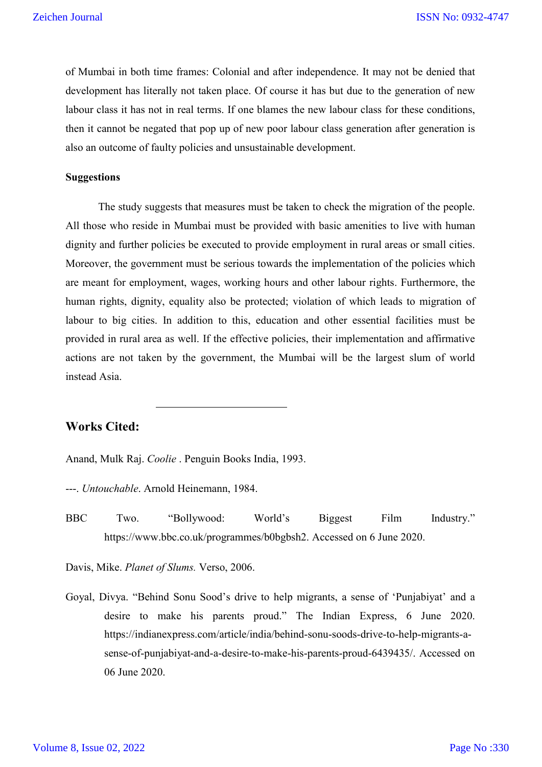of Mumbai in both time frames: Colonial and after independence. It may not be denied that development has literally not taken place. Of course it has but due to the generation of new labour class it has not in real terms. If one blames the new labour class for these conditions, then it cannot be negated that pop up of new poor labour class generation after generation is also an outcome of faulty policies and unsustainable development.

**Suggestions**

The study suggests that measures must be taken to check the migration of the people. All those who reside in Mumbai must be provided with basic amenities to live with human dignity and further policies be executed to provide employment in rural areas or small cities. Moreover, the government must be serious towards the implementation of the policies which are meant for employment, wages, working hours and other labour rights. Furthermore, the human rights, dignity, equality also be protected; violation of which leads to migration of labour to big cities. In addition to this, education and other essential facilities must be provided in rural area as well. If the effective policies, their implementation and affirmative actions are not taken by the government, the Mumbai will be the largest slum of world instead Asia.

---

## Works Cited:

Anand, Mulk Raj. *Coolie* . Penguin Books India, 1993.

---. *Untouchable*. Arnold Heinemann, 1984.

BBC Two. "Bollywood: World's Biggest Film Industry." https://www.bbc.co.uk/programmes/b0bgbsh2. Accessed on 6 June 2020.

Davis, Mike. *Planet of Slums.* Verso, 2006.

Goyal, Divya. "Behind Sonu Sood's drive to help migrants, a sense of 'Punjabiyat' and a desire to make his parents proud." The Indian Express, 6 June 2020. https://indianexpress.com/article/india/behind-sonu-soods-drive-to-help-migrants-a-sense-of-punjabiyat-and-a-desire-to-make-his-parents-proud-6439435/. Accessed on 06 June 2020.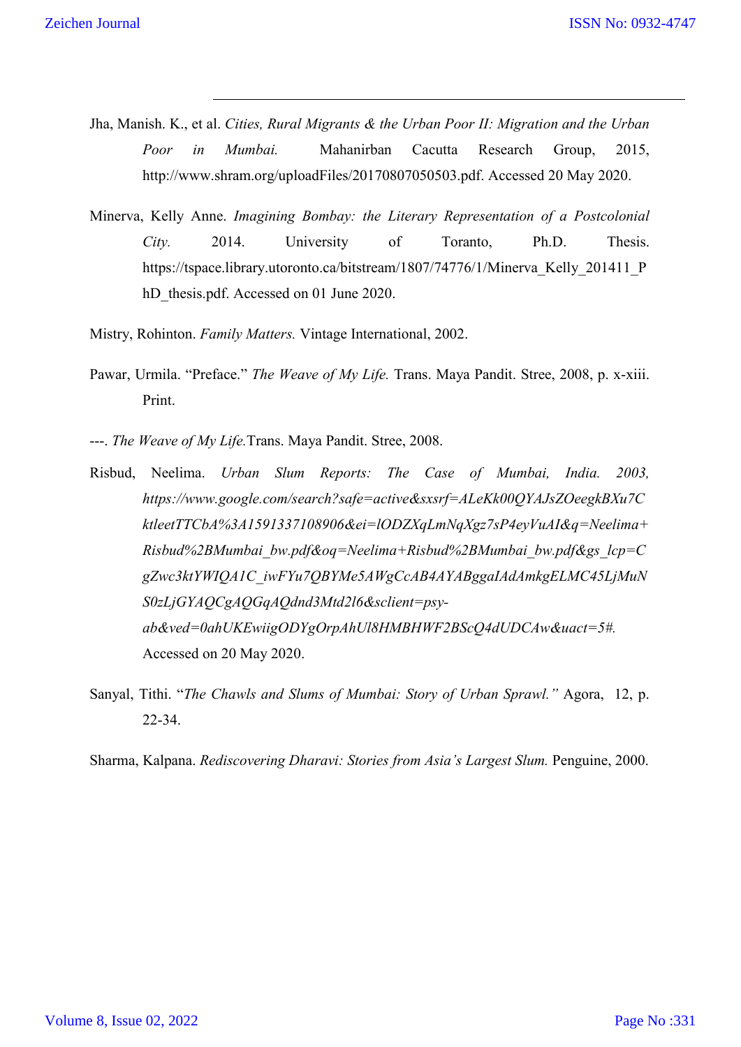Jha, Manish. K., et al. *Cities, Rural Migrants & the Urban Poor II: Migration and the Urban Poor in Mumbai.* Mahanirban Cacutta Research Group, 2015, http://www.shram.org/uploadFiles/20170807050503.pdf. Accessed 20 May 2020.

Minerva, Kelly Anne. *Imagining Bombay: the Literary Representation of a Postcolonial City.* 2014. University of Toranto, Ph.D. Thesis. https://tspace.library.utoronto.ca/bitstream/1807/74776/1/Minerva_Kelly_201411_PhD_thesis.pdf. Accessed on 01 June 2020.

Mistry, Rohinton. *Family Matters.* Vintage International, 2002.

Pawar, Urmila. "Preface." *The Weave of My Life.* Trans. Maya Pandit. Stree, 2008, p. x-xiii. Print.

---. *The Weave of My Life.*Trans. Maya Pandit. Stree, 2008.

Risbud, Neelima. *Urban Slum Reports: The Case of Mumbai, India. 2003, https://www.google.com/search?safe=active&sxsrf=ALeKk00QYAJsZOeegkBXu7CktleetTTCbA%3A1591337108906&ei=lODZXqLmNqXgz7sP4eyVuAI&q=Neelima+Risbud%2BMumbai_bw.pdf&oq=Neelima+Risbud%2BMumbai_bw.pdf&gs_lcp=CgZwc3ktYWIQA1C_iwFYu7QBYMe5AWgCcAB4AYABggaIAdAmkgELMC45LjMuNS0zLjGYAQCgAQGqAQdnd3Mtd2l6&sclient=psy-ab&ved=0ahUKEwiigODYgOrpAhUl8HMBHWF2BScQ4dUDCAw&uact=5#.* Accessed on 20 May 2020.

Sanyal, Tithi. "*The Chawls and Slums of Mumbai: Story of Urban Sprawl.*" Agora, 12, p. 22-34.

Sharma, Kalpana. *Rediscovering Dharavi: Stories from Asia's Largest Slum.* Penguine, 2000.